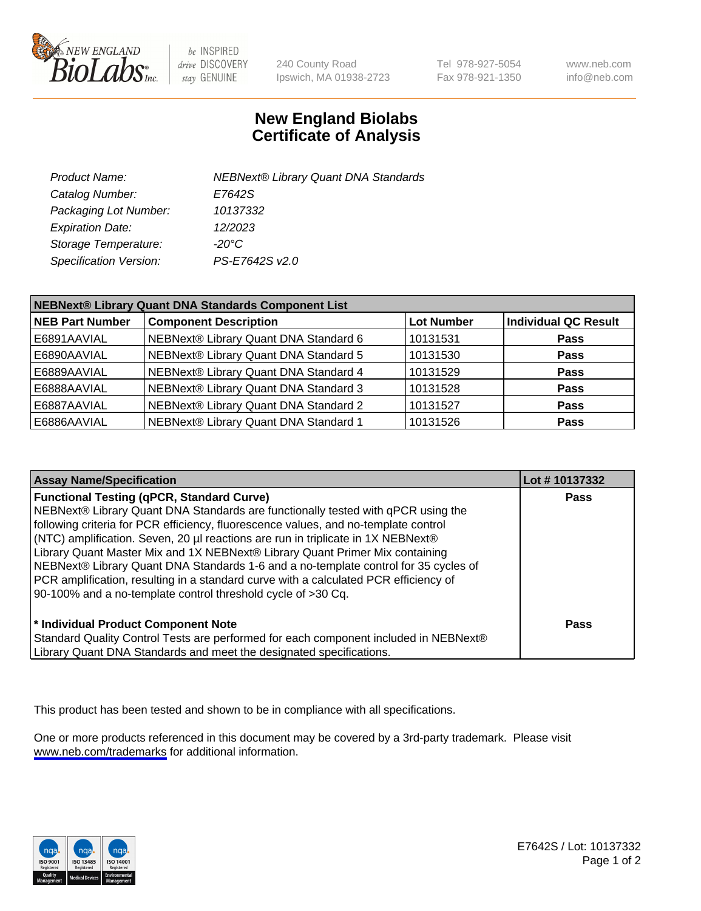# New England Biolabs
# Certificate of Analysis

| | |
|---|---|
| *Product Name:* | *NEBNext® Library Quant DNA Standards* |
| *Catalog Number:* | *E7642S* |
| *Packaging Lot Number:* | *10137332* |
| *Expiration Date:* | *12/2023* |
| *Storage Temperature:* | *-20°C* |
| *Specification Version:* | *PS-E7642S v2.0* |

| **NEBNext® Library Quant DNA Standards Component List** | | | |
|---|---|---|---|
| **NEB Part Number** | **Component Description** | **Lot Number** | **Individual QC Result** |
| E6891AAVIAL | NEBNext® Library Quant DNA Standard 6 | 10131531 | **Pass** |
| E6890AAVIAL | NEBNext® Library Quant DNA Standard 5 | 10131530 | **Pass** |
| E6889AAVIAL | NEBNext® Library Quant DNA Standard 4 | 10131529 | **Pass** |
| E6888AAVIAL | NEBNext® Library Quant DNA Standard 3 | 10131528 | **Pass** |
| E6887AAVIAL | NEBNext® Library Quant DNA Standard 2 | 10131527 | **Pass** |
| E6886AAVIAL | NEBNext® Library Quant DNA Standard 1 | 10131526 | **Pass** |

| **Assay Name/Specification** | **Lot # 10137332** |
|---|---|
| **Functional Testing (qPCR, Standard Curve)** NEBNext® Library Quant DNA Standards are functionally tested with qPCR using the following criteria for PCR efficiency, fluorescence values, and no-template control (NTC) amplification. Seven, 20 µl reactions are run in triplicate in 1X NEBNext® Library Quant Master Mix and 1X NEBNext® Library Quant Primer Mix containing NEBNext® Library Quant DNA Standards 1-6 and a no-template control for 35 cycles of PCR amplification, resulting in a standard curve with a calculated PCR efficiency of 90-100% and a no-template control threshold cycle of >30 Cq. | **Pass** |
| **\* Individual Product Component Note** Standard Quality Control Tests are performed for each component included in NEBNext® Library Quant DNA Standards and meet the designated specifications. | **Pass** |

This product has been tested and shown to be in compliance with all specifications.

One or more products referenced in this document may be covered by a 3rd-party trademark. Please visit www.neb.com/trademarks for additional information.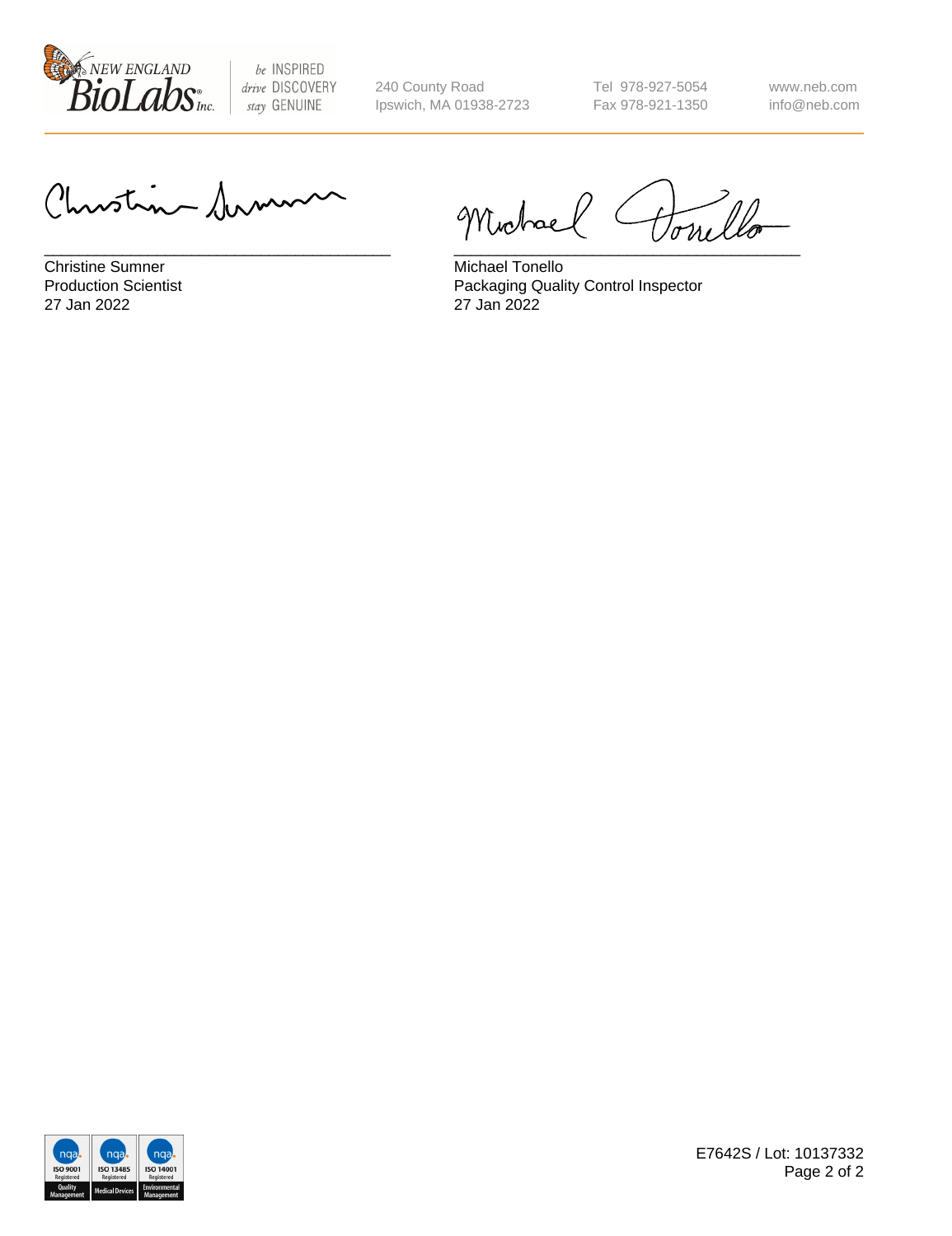New England BioLabs Inc. — be INSPIRED, drive DISCOVERY, stay GENUINE

240 County Road
Ipswich, MA 01938-2723

Tel 978-927-5054
Fax 978-921-1350

www.neb.com
info@neb.com

\_\_\_\_\_\_\_\_\_\_\_\_\_\_\_\_\_\_\_\_\_\_\_\_\_\_\_\_\_\_\_\_\_\_\_\_\_\_\_\_

Christine Sumner
Production Scientist
27 Jan 2022

\_\_\_\_\_\_\_\_\_\_\_\_\_\_\_\_\_\_\_\_\_\_\_\_\_\_\_\_\_\_\_\_\_\_\_\_\_\_\_\_

Michael Tonello
Packaging Quality Control Inspector
27 Jan 2022

ISO 9001 Registered Quality Management | ISO 13485 Registered Medical Devices | ISO 14001 Registered Environmental Management

E7642S / Lot: 10137332